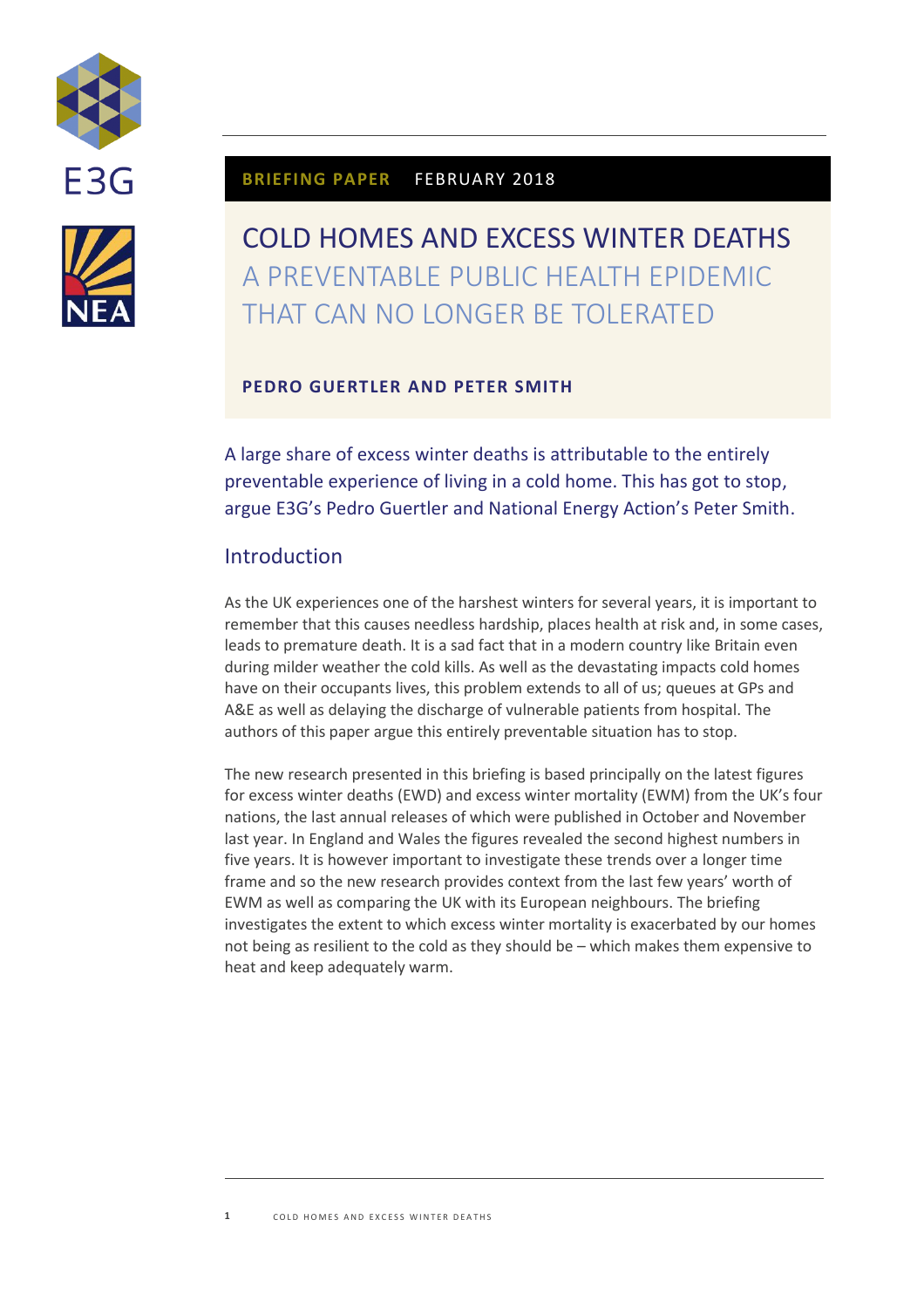**BRIEFING PAPER** FEBRUARY 2018

# COLD HOMES AND EXCESS WINTER DEATHS

## A PREVENTABLE PUBLIC HEALTH EPIDEMIC THAT CAN NO LONGER BE TOLERATED

**PEDRO GUERTLER AND PETER SMITH**

A large share of excess winter deaths is attributable to the entirely preventable experience of living in a cold home. This has got to stop, argue E3G's Pedro Guertler and National Energy Action's Peter Smith.

## Introduction

As the UK experiences one of the harshest winters for several years, it is important to remember that this causes needless hardship, places health at risk and, in some cases, leads to premature death. It is a sad fact that in a modern country like Britain even during milder weather the cold kills. As well as the devastating impacts cold homes have on their occupants lives, this problem extends to all of us; queues at GPs and A&E as well as delaying the discharge of vulnerable patients from hospital. The authors of this paper argue this entirely preventable situation has to stop.

The new research presented in this briefing is based principally on the latest figures for excess winter deaths (EWD) and excess winter mortality (EWM) from the UK's four nations, the last annual releases of which were published in October and November last year. In England and Wales the figures revealed the second highest numbers in five years. It is however important to investigate these trends over a longer time frame and so the new research provides context from the last few years' worth of EWM as well as comparing the UK with its European neighbours. The briefing investigates the extent to which excess winter mortality is exacerbated by our homes not being as resilient to the cold as they should be – which makes them expensive to heat and keep adequately warm.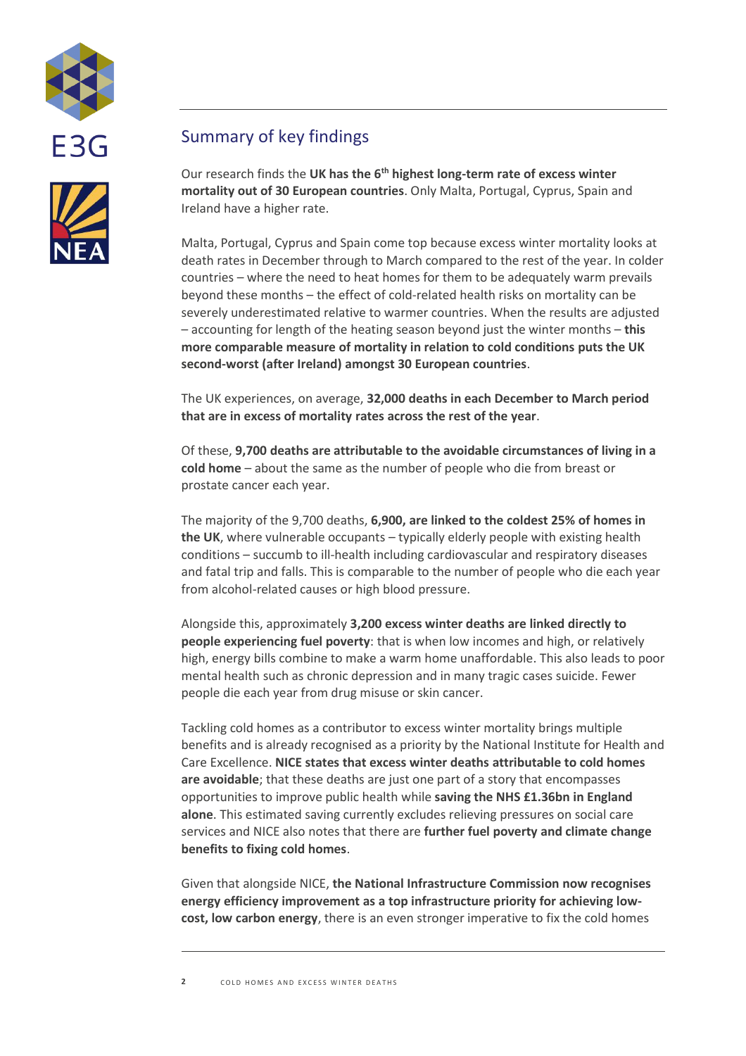## Summary of key findings

Our research finds the **UK has the 6th highest long-term rate of excess winter mortality out of 30 European countries**. Only Malta, Portugal, Cyprus, Spain and Ireland have a higher rate.

Malta, Portugal, Cyprus and Spain come top because excess winter mortality looks at death rates in December through to March compared to the rest of the year. In colder countries – where the need to heat homes for them to be adequately warm prevails beyond these months – the effect of cold-related health risks on mortality can be severely underestimated relative to warmer countries. When the results are adjusted – accounting for length of the heating season beyond just the winter months – **this more comparable measure of mortality in relation to cold conditions puts the UK second-worst (after Ireland) amongst 30 European countries**.

The UK experiences, on average, **32,000 deaths in each December to March period that are in excess of mortality rates across the rest of the year**.

Of these, **9,700 deaths are attributable to the avoidable circumstances of living in a cold home** – about the same as the number of people who die from breast or prostate cancer each year.

The majority of the 9,700 deaths, **6,900, are linked to the coldest 25% of homes in the UK**, where vulnerable occupants – typically elderly people with existing health conditions – succumb to ill-health including cardiovascular and respiratory diseases and fatal trip and falls. This is comparable to the number of people who die each year from alcohol-related causes or high blood pressure.

Alongside this, approximately **3,200 excess winter deaths are linked directly to people experiencing fuel poverty**: that is when low incomes and high, or relatively high, energy bills combine to make a warm home unaffordable. This also leads to poor mental health such as chronic depression and in many tragic cases suicide. Fewer people die each year from drug misuse or skin cancer.

Tackling cold homes as a contributor to excess winter mortality brings multiple benefits and is already recognised as a priority by the National Institute for Health and Care Excellence. **NICE states that excess winter deaths attributable to cold homes are avoidable**; that these deaths are just one part of a story that encompasses opportunities to improve public health while **saving the NHS £1.36bn in England alone**. This estimated saving currently excludes relieving pressures on social care services and NICE also notes that there are **further fuel poverty and climate change benefits to fixing cold homes**.

Given that alongside NICE, **the National Infrastructure Commission now recognises energy efficiency improvement as a top infrastructure priority for achieving low-cost, low carbon energy**, there is an even stronger imperative to fix the cold homes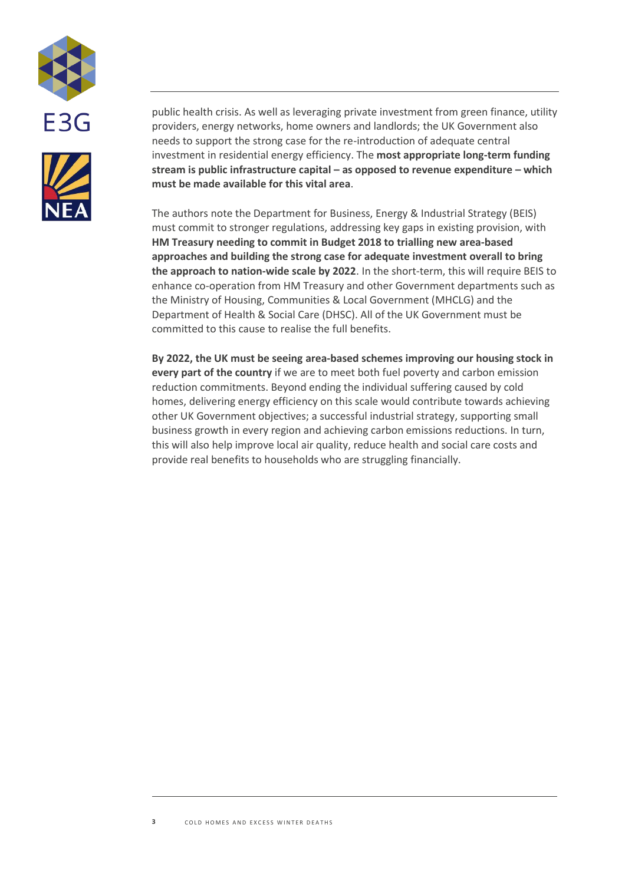public health crisis. As well as leveraging private investment from green finance, utility providers, energy networks, home owners and landlords; the UK Government also needs to support the strong case for the re-introduction of adequate central investment in residential energy efficiency. The **most appropriate long-term funding stream is public infrastructure capital – as opposed to revenue expenditure – which must be made available for this vital area**.

The authors note the Department for Business, Energy & Industrial Strategy (BEIS) must commit to stronger regulations, addressing key gaps in existing provision, with **HM Treasury needing to commit in Budget 2018 to trialling new area-based approaches and building the strong case for adequate investment overall to bring the approach to nation-wide scale by 2022**. In the short-term, this will require BEIS to enhance co-operation from HM Treasury and other Government departments such as the Ministry of Housing, Communities & Local Government (MHCLG) and the Department of Health & Social Care (DHSC). All of the UK Government must be committed to this cause to realise the full benefits.

**By 2022, the UK must be seeing area-based schemes improving our housing stock in every part of the country** if we are to meet both fuel poverty and carbon emission reduction commitments. Beyond ending the individual suffering caused by cold homes, delivering energy efficiency on this scale would contribute towards achieving other UK Government objectives; a successful industrial strategy, supporting small business growth in every region and achieving carbon emissions reductions. In turn, this will also help improve local air quality, reduce health and social care costs and provide real benefits to households who are struggling financially.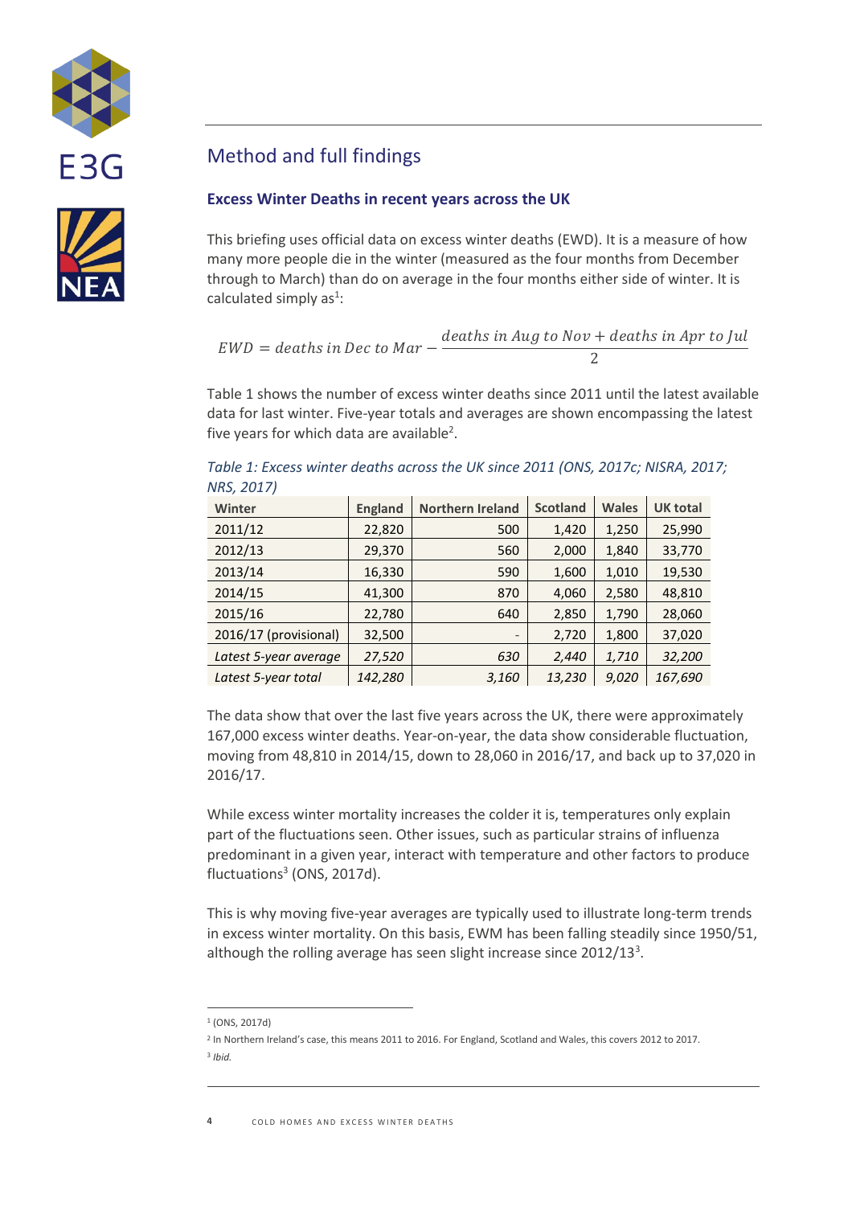## Method and full findings

### Excess Winter Deaths in recent years across the UK

This briefing uses official data on excess winter deaths (EWD). It is a measure of how many more people die in the winter (measured as the four months from December through to March) than do on average in the four months either side of winter. It is calculated simply as[1]:

$$EWD = deaths\ in\ Dec\ to\ Mar - \frac{deaths\ in\ Aug\ to\ Nov + deaths\ in\ Apr\ to\ Jul}{2}$$

Table 1 shows the number of excess winter deaths since 2011 until the latest available data for last winter. Five-year totals and averages are shown encompassing the latest five years for which data are available[2].

*Table 1: Excess winter deaths across the UK since 2011 (ONS, 2017c; NISRA, 2017; NRS, 2017)*

| Winter | England | Northern Ireland | Scotland | Wales | UK total |
|---|---|---|---|---|---|
| 2011/12 | 22,820 | 500 | 1,420 | 1,250 | 25,990 |
| 2012/13 | 29,370 | 560 | 2,000 | 1,840 | 33,770 |
| 2013/14 | 16,330 | 590 | 1,600 | 1,010 | 19,530 |
| 2014/15 | 41,300 | 870 | 4,060 | 2,580 | 48,810 |
| 2015/16 | 22,780 | 640 | 2,850 | 1,790 | 28,060 |
| 2016/17 (provisional) | 32,500 | - | 2,720 | 1,800 | 37,020 |
| *Latest 5-year average* | *27,520* | *630* | *2,440* | *1,710* | *32,200* |
| *Latest 5-year total* | *142,280* | *3,160* | *13,230* | *9,020* | *167,690* |

The data show that over the last five years across the UK, there were approximately 167,000 excess winter deaths. Year-on-year, the data show considerable fluctuation, moving from 48,810 in 2014/15, down to 28,060 in 2016/17, and back up to 37,020 in 2016/17.

While excess winter mortality increases the colder it is, temperatures only explain part of the fluctuations seen. Other issues, such as particular strains of influenza predominant in a given year, interact with temperature and other factors to produce fluctuations[3] (ONS, 2017d).

This is why moving five-year averages are typically used to illustrate long-term trends in excess winter mortality. On this basis, EWM has been falling steadily since 1950/51, although the rolling average has seen slight increase since 2012/13[3].

---

[1] (ONS, 2017d)

[2] In Northern Ireland's case, this means 2011 to 2016. For England, Scotland and Wales, this covers 2012 to 2017.

[3] *Ibid.*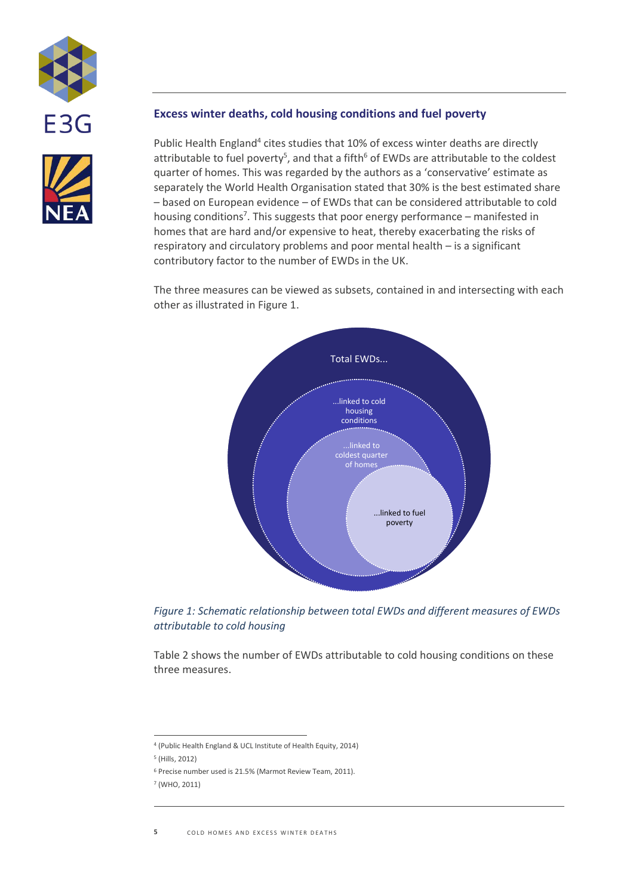## Excess winter deaths, cold housing conditions and fuel poverty

Public Health England[4] cites studies that 10% of excess winter deaths are directly attributable to fuel poverty[5], and that a fifth[6] of EWDs are attributable to the coldest quarter of homes. This was regarded by the authors as a 'conservative' estimate as separately the World Health Organisation stated that 30% is the best estimated share – based on European evidence – of EWDs that can be considered attributable to cold housing conditions[7]. This suggests that poor energy performance – manifested in homes that are hard and/or expensive to heat, thereby exacerbating the risks of respiratory and circulatory problems and poor mental health – is a significant contributory factor to the number of EWDs in the UK.

The three measures can be viewed as subsets, contained in and intersecting with each other as illustrated in Figure 1.

Total EWDs...

...linked to cold housing conditions

...linked to coldest quarter of homes

...linked to fuel poverty

*Figure 1: Schematic relationship between total EWDs and different measures of EWDs attributable to cold housing*

Table 2 shows the number of EWDs attributable to cold housing conditions on these three measures.

---

[4] (Public Health England & UCL Institute of Health Equity, 2014)

[5] (Hills, 2012)

[6] Precise number used is 21.5% (Marmot Review Team, 2011).

[7] (WHO, 2011)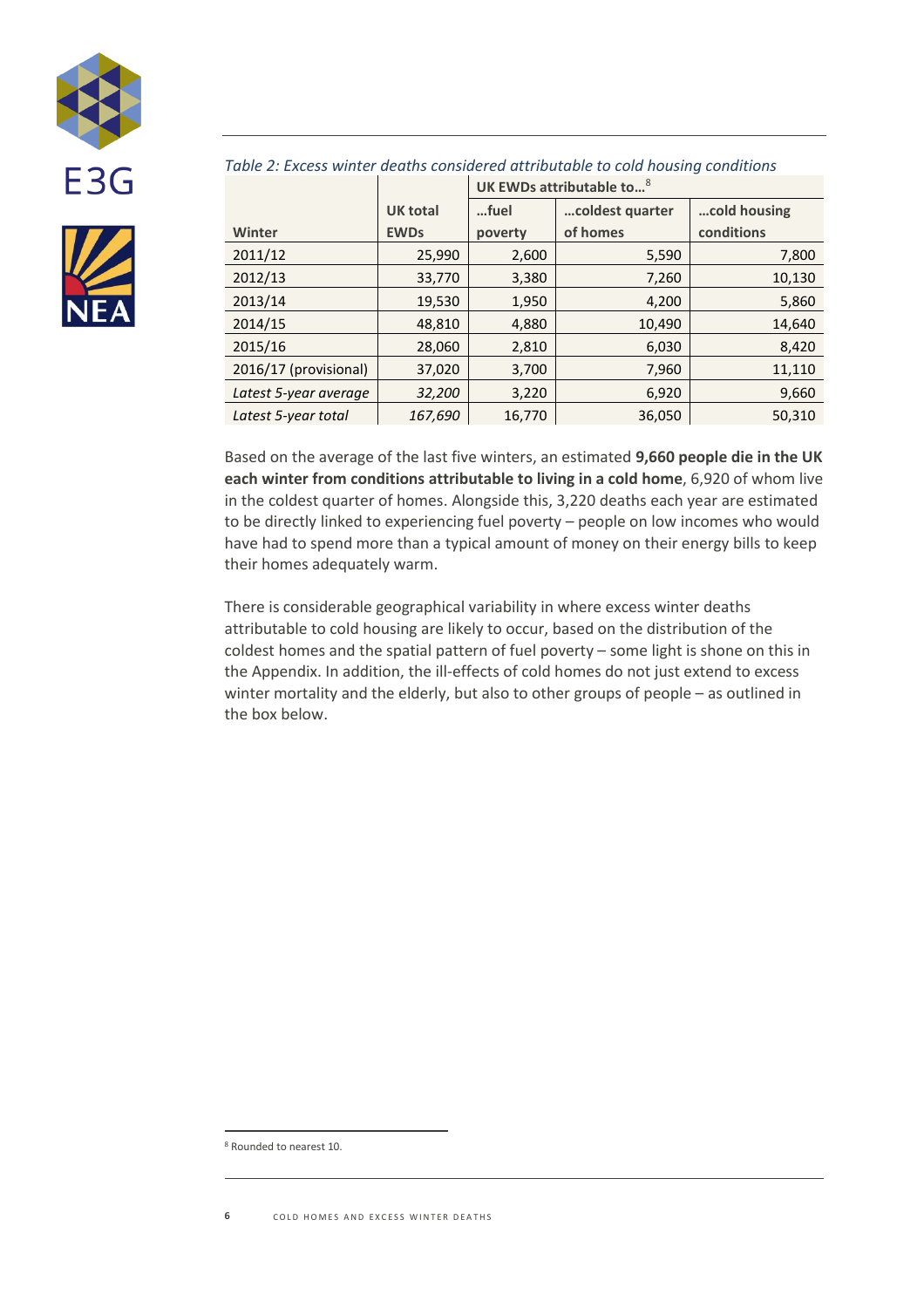*Table 2: Excess winter deaths considered attributable to cold housing conditions*

| Winter | UK total EWDs | UK EWDs attributable to…[8] | | |
|---|---|---|---|---|
| | | …fuel poverty | …coldest quarter of homes | …cold housing conditions |
| 2011/12 | 25,990 | 2,600 | 5,590 | 7,800 |
| 2012/13 | 33,770 | 3,380 | 7,260 | 10,130 |
| 2013/14 | 19,530 | 1,950 | 4,200 | 5,860 |
| 2014/15 | 48,810 | 4,880 | 10,490 | 14,640 |
| 2015/16 | 28,060 | 2,810 | 6,030 | 8,420 |
| 2016/17 (provisional) | 37,020 | 3,700 | 7,960 | 11,110 |
| *Latest 5-year average* | *32,200* | 3,220 | 6,920 | 9,660 |
| *Latest 5-year total* | *167,690* | 16,770 | 36,050 | 50,310 |

Based on the average of the last five winters, an estimated **9,660 people die in the UK each winter from conditions attributable to living in a cold home**, 6,920 of whom live in the coldest quarter of homes. Alongside this, 3,220 deaths each year are estimated to be directly linked to experiencing fuel poverty – people on low incomes who would have had to spend more than a typical amount of money on their energy bills to keep their homes adequately warm.

There is considerable geographical variability in where excess winter deaths attributable to cold housing are likely to occur, based on the distribution of the coldest homes and the spatial pattern of fuel poverty – some light is shone on this in the Appendix. In addition, the ill-effects of cold homes do not just extend to excess winter mortality and the elderly, but also to other groups of people – as outlined in the box below.

[8] Rounded to nearest 10.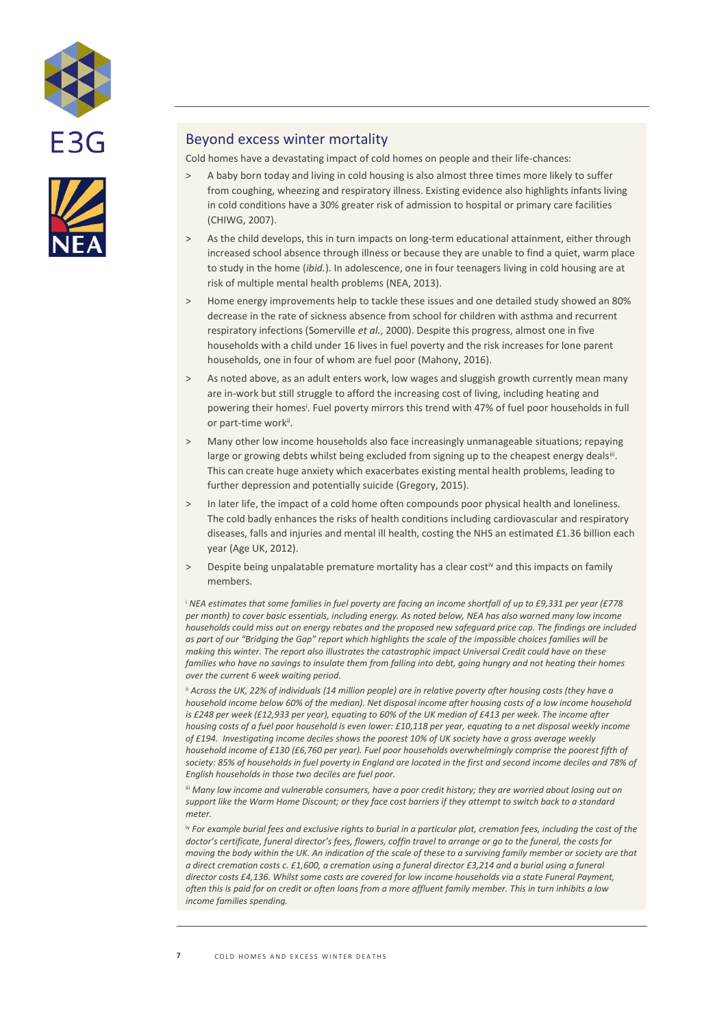## Beyond excess winter mortality

Cold homes have a devastating impact of cold homes on people and their life-chances:

- A baby born today and living in cold housing is also almost three times more likely to suffer from coughing, wheezing and respiratory illness. Existing evidence also highlights infants living in cold conditions have a 30% greater risk of admission to hospital or primary care facilities (CHIWG, 2007).
- As the child develops, this in turn impacts on long-term educational attainment, either through increased school absence through illness or because they are unable to find a quiet, warm place to study in the home (*ibid.*). In adolescence, one in four teenagers living in cold housing are at risk of multiple mental health problems (NEA, 2013).
- Home energy improvements help to tackle these issues and one detailed study showed an 80% decrease in the rate of sickness absence from school for children with asthma and recurrent respiratory infections (Somerville *et al.*, 2000). Despite this progress, almost one in five households with a child under 16 lives in fuel poverty and the risk increases for lone parent households, one in four of whom are fuel poor (Mahony, 2016).
- As noted above, as an adult enters work, low wages and sluggish growth currently mean many are in-work but still struggle to afford the increasing cost of living, including heating and powering their homes[i]. Fuel poverty mirrors this trend with 47% of fuel poor households in full or part-time work[ii].
- Many other low income households also face increasingly unmanageable situations; repaying large or growing debts whilst being excluded from signing up to the cheapest energy deals[iii]. This can create huge anxiety which exacerbates existing mental health problems, leading to further depression and potentially suicide (Gregory, 2015).
- In later life, the impact of a cold home often compounds poor physical health and loneliness. The cold badly enhances the risks of health conditions including cardiovascular and respiratory diseases, falls and injuries and mental ill health, costing the NHS an estimated £1.36 billion each year (Age UK, 2012).
- Despite being unpalatable premature mortality has a clear cost[iv] and this impacts on family members.

[i] *NEA estimates that some families in fuel poverty are facing an income shortfall of up to £9,331 per year (£778 per month) to cover basic essentials, including energy. As noted below, NEA has also warned many low income households could miss out on energy rebates and the proposed new safeguard price cap. The findings are included as part of our "Bridging the Gap" report which highlights the scale of the impossible choices families will be making this winter. The report also illustrates the catastrophic impact Universal Credit could have on these families who have no savings to insulate them from falling into debt, going hungry and not heating their homes over the current 6 week waiting period.*

[ii] *Across the UK, 22% of individuals (14 million people) are in relative poverty after housing costs (they have a household income below 60% of the median). Net disposal income after housing costs of a low income household is £248 per week (£12,933 per year), equating to 60% of the UK median of £413 per week. The income after housing costs of a fuel poor household is even lower: £10,118 per year, equating to a net disposal weekly income of £194. Investigating income deciles shows the poorest 10% of UK society have a gross average weekly household income of £130 (£6,760 per year). Fuel poor households overwhelmingly comprise the poorest fifth of society: 85% of households in fuel poverty in England are located in the first and second income deciles and 78% of English households in those two deciles are fuel poor.*

[iii] *Many low income and vulnerable consumers, have a poor credit history; they are worried about losing out on support like the Warm Home Discount; or they face cost barriers if they attempt to switch back to a standard meter.*

[iv] *For example burial fees and exclusive rights to burial in a particular plot, cremation fees, including the cost of the doctor's certificate, funeral director's fees, flowers, coffin travel to arrange or go to the funeral, the costs for moving the body within the UK. An indication of the scale of these to a surviving family member or society are that a direct cremation costs c. £1,600, a cremation using a funeral director £3,214 and a burial using a funeral director costs £4,136. Whilst some costs are covered for low income households via a state Funeral Payment, often this is paid for on credit or often loans from a more affluent family member. This in turn inhibits a low income families spending.*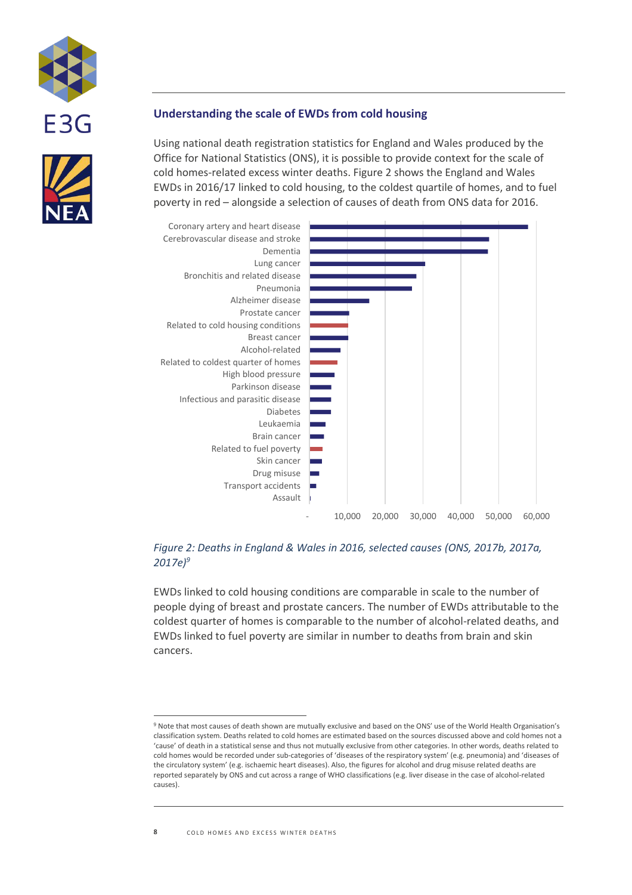## Understanding the scale of EWDs from cold housing

Using national death registration statistics for England and Wales produced by the Office for National Statistics (ONS), it is possible to provide context for the scale of cold homes-related excess winter deaths. Figure 2 shows the England and Wales EWDs in 2016/17 linked to cold housing, to the coldest quartile of homes, and to fuel poverty in red – alongside a selection of causes of death from ONS data for 2016.

*Figure 2: Deaths in England & Wales in 2016, selected causes (ONS, 2017b, 2017a, 2017e)[9]*

EWDs linked to cold housing conditions are comparable in scale to the number of people dying of breast and prostate cancers. The number of EWDs attributable to the coldest quarter of homes is comparable to the number of alcohol-related deaths, and EWDs linked to fuel poverty are similar in number to deaths from brain and skin cancers.

---

[9] Note that most causes of death shown are mutually exclusive and based on the ONS' use of the World Health Organisation's classification system. Deaths related to cold homes are estimated based on the sources discussed above and cold homes not a 'cause' of death in a statistical sense and thus not mutually exclusive from other categories. In other words, deaths related to cold homes would be recorded under sub-categories of 'diseases of the respiratory system' (e.g. pneumonia) and 'diseases of the circulatory system' (e.g. ischaemic heart diseases). Also, the figures for alcohol and drug misuse related deaths are reported separately by ONS and cut across a range of WHO classifications (e.g. liver disease in the case of alcohol-related causes).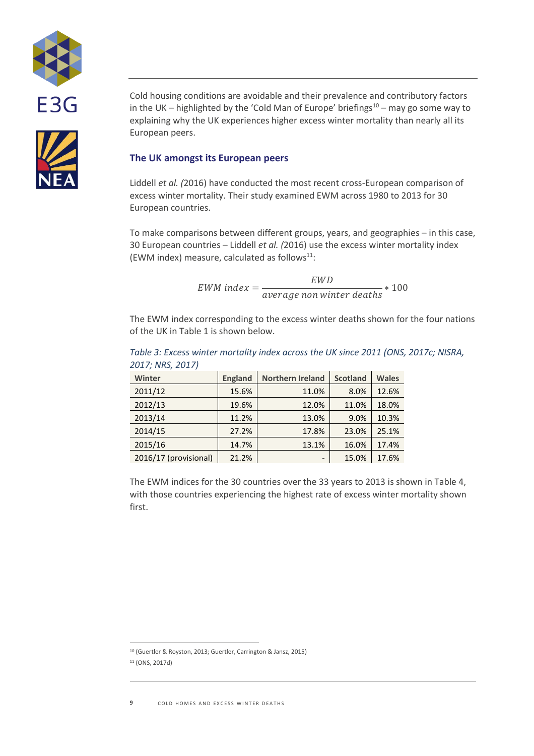Cold housing conditions are avoidable and their prevalence and contributory factors in the UK – highlighted by the 'Cold Man of Europe' briefings[10] – may go some way to explaining why the UK experiences higher excess winter mortality than nearly all its European peers.

### The UK amongst its European peers

Liddell *et al. (*2016) have conducted the most recent cross-European comparison of excess winter mortality. Their study examined EWM across 1980 to 2013 for 30 European countries.

To make comparisons between different groups, years, and geographies – in this case, 30 European countries – Liddell *et al. (*2016) use the excess winter mortality index (EWM index) measure, calculated as follows[11]:

$$EWM\ index = \frac{EWD}{average\ non\ winter\ deaths} * 100$$

The EWM index corresponding to the excess winter deaths shown for the four nations of the UK in Table 1 is shown below.

*Table 3: Excess winter mortality index across the UK since 2011 (ONS, 2017c; NISRA, 2017; NRS, 2017)*

| Winter | England | Northern Ireland | Scotland | Wales |
|---|---|---|---|---|
| 2011/12 | 15.6% | 11.0% | 8.0% | 12.6% |
| 2012/13 | 19.6% | 12.0% | 11.0% | 18.0% |
| 2013/14 | 11.2% | 13.0% | 9.0% | 10.3% |
| 2014/15 | 27.2% | 17.8% | 23.0% | 25.1% |
| 2015/16 | 14.7% | 13.1% | 16.0% | 17.4% |
| 2016/17 (provisional) | 21.2% | - | 15.0% | 17.6% |

The EWM indices for the 30 countries over the 33 years to 2013 is shown in Table 4, with those countries experiencing the highest rate of excess winter mortality shown first.

[10] (Guertler & Royston, 2013; Guertler, Carrington & Jansz, 2015)

[11] (ONS, 2017d)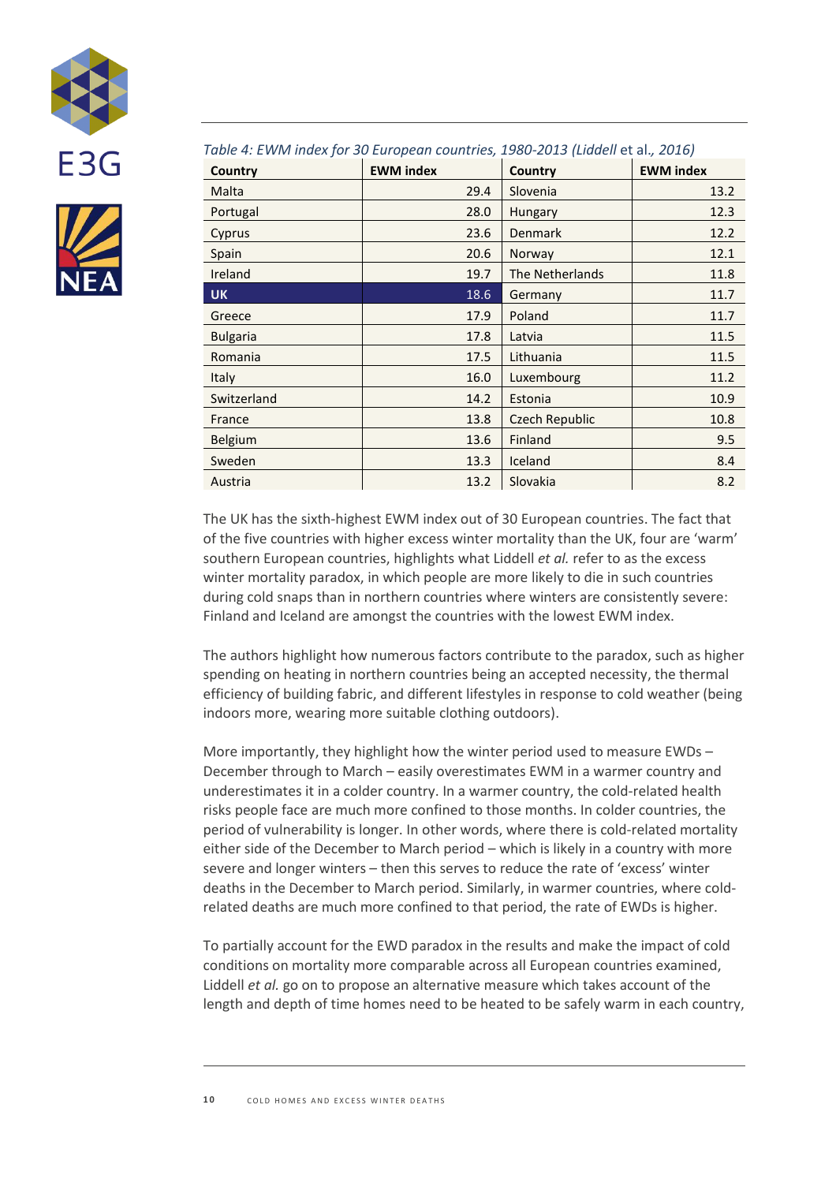*Table 4: EWM index for 30 European countries, 1980-2013 (Liddell* et al.*, 2016)*

| Country | EWM index | Country | EWM index |
|---|---|---|---|
| Malta | 29.4 | Slovenia | 13.2 |
| Portugal | 28.0 | Hungary | 12.3 |
| Cyprus | 23.6 | Denmark | 12.2 |
| Spain | 20.6 | Norway | 12.1 |
| Ireland | 19.7 | The Netherlands | 11.8 |
| **UK** | 18.6 | Germany | 11.7 |
| Greece | 17.9 | Poland | 11.7 |
| Bulgaria | 17.8 | Latvia | 11.5 |
| Romania | 17.5 | Lithuania | 11.5 |
| Italy | 16.0 | Luxembourg | 11.2 |
| Switzerland | 14.2 | Estonia | 10.9 |
| France | 13.8 | Czech Republic | 10.8 |
| Belgium | 13.6 | Finland | 9.5 |
| Sweden | 13.3 | Iceland | 8.4 |
| Austria | 13.2 | Slovakia | 8.2 |

The UK has the sixth-highest EWM index out of 30 European countries. The fact that of the five countries with higher excess winter mortality than the UK, four are 'warm' southern European countries, highlights what Liddell *et al.* refer to as the excess winter mortality paradox, in which people are more likely to die in such countries during cold snaps than in northern countries where winters are consistently severe: Finland and Iceland are amongst the countries with the lowest EWM index.

The authors highlight how numerous factors contribute to the paradox, such as higher spending on heating in northern countries being an accepted necessity, the thermal efficiency of building fabric, and different lifestyles in response to cold weather (being indoors more, wearing more suitable clothing outdoors).

More importantly, they highlight how the winter period used to measure EWDs – December through to March – easily overestimates EWM in a warmer country and underestimates it in a colder country. In a warmer country, the cold-related health risks people face are much more confined to those months. In colder countries, the period of vulnerability is longer. In other words, where there is cold-related mortality either side of the December to March period – which is likely in a country with more severe and longer winters – then this serves to reduce the rate of 'excess' winter deaths in the December to March period. Similarly, in warmer countries, where cold-related deaths are much more confined to that period, the rate of EWDs is higher.

To partially account for the EWD paradox in the results and make the impact of cold conditions on mortality more comparable across all European countries examined, Liddell *et al.* go on to propose an alternative measure which takes account of the length and depth of time homes need to be heated to be safely warm in each country,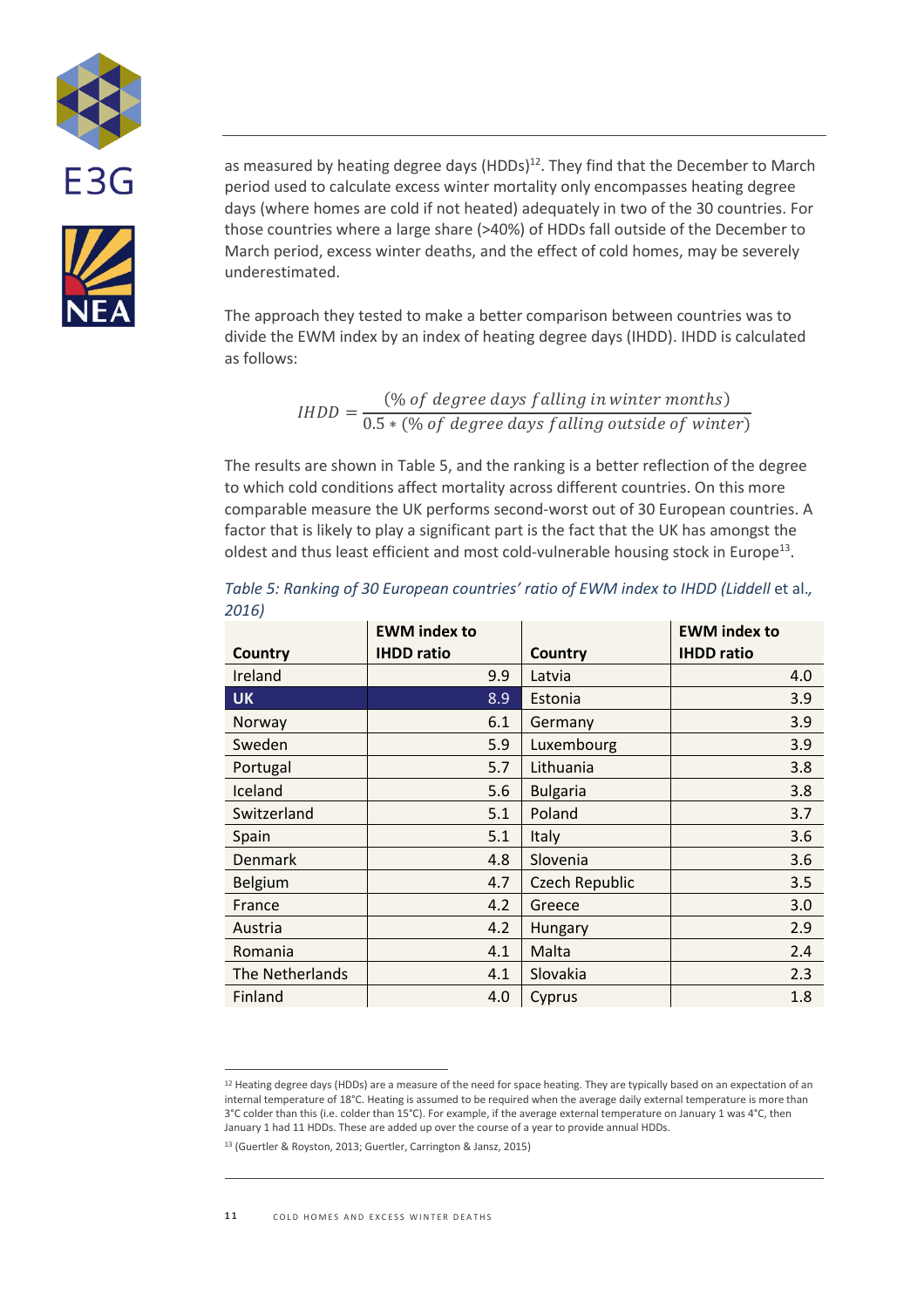as measured by heating degree days (HDDs)[12]. They find that the December to March period used to calculate excess winter mortality only encompasses heating degree days (where homes are cold if not heated) adequately in two of the 30 countries. For those countries where a large share (>40%) of HDDs fall outside of the December to March period, excess winter deaths, and the effect of cold homes, may be severely underestimated.

The approach they tested to make a better comparison between countries was to divide the EWM index by an index of heating degree days (IHDD). IHDD is calculated as follows:

$$IHDD = \frac{(\%\ of\ degree\ days\ falling\ in\ winter\ months)}{0.5 * (\%\ of\ degree\ days\ falling\ outside\ of\ winter)}$$

The results are shown in Table 5, and the ranking is a better reflection of the degree to which cold conditions affect mortality across different countries. On this more comparable measure the UK performs second-worst out of 30 European countries. A factor that is likely to play a significant part is the fact that the UK has amongst the oldest and thus least efficient and most cold-vulnerable housing stock in Europe[13].

*Table 5: Ranking of 30 European countries' ratio of EWM index to IHDD (Liddell* et al.*, 2016)*

| Country | EWM index to IHDD ratio | Country | EWM index to IHDD ratio |
|---|---|---|---|
| Ireland | 9.9 | Latvia | 4.0 |
| **UK** | 8.9 | Estonia | 3.9 |
| Norway | 6.1 | Germany | 3.9 |
| Sweden | 5.9 | Luxembourg | 3.9 |
| Portugal | 5.7 | Lithuania | 3.8 |
| Iceland | 5.6 | Bulgaria | 3.8 |
| Switzerland | 5.1 | Poland | 3.7 |
| Spain | 5.1 | Italy | 3.6 |
| Denmark | 4.8 | Slovenia | 3.6 |
| Belgium | 4.7 | Czech Republic | 3.5 |
| France | 4.2 | Greece | 3.0 |
| Austria | 4.2 | Hungary | 2.9 |
| Romania | 4.1 | Malta | 2.4 |
| The Netherlands | 4.1 | Slovakia | 2.3 |
| Finland | 4.0 | Cyprus | 1.8 |

[12] Heating degree days (HDDs) are a measure of the need for space heating. They are typically based on an expectation of an internal temperature of 18°C. Heating is assumed to be required when the average daily external temperature is more than 3°C colder than this (i.e. colder than 15°C). For example, if the average external temperature on January 1 was 4°C, then January 1 had 11 HDDs. These are added up over the course of a year to provide annual HDDs.

[13] (Guertler & Royston, 2013; Guertler, Carrington & Jansz, 2015)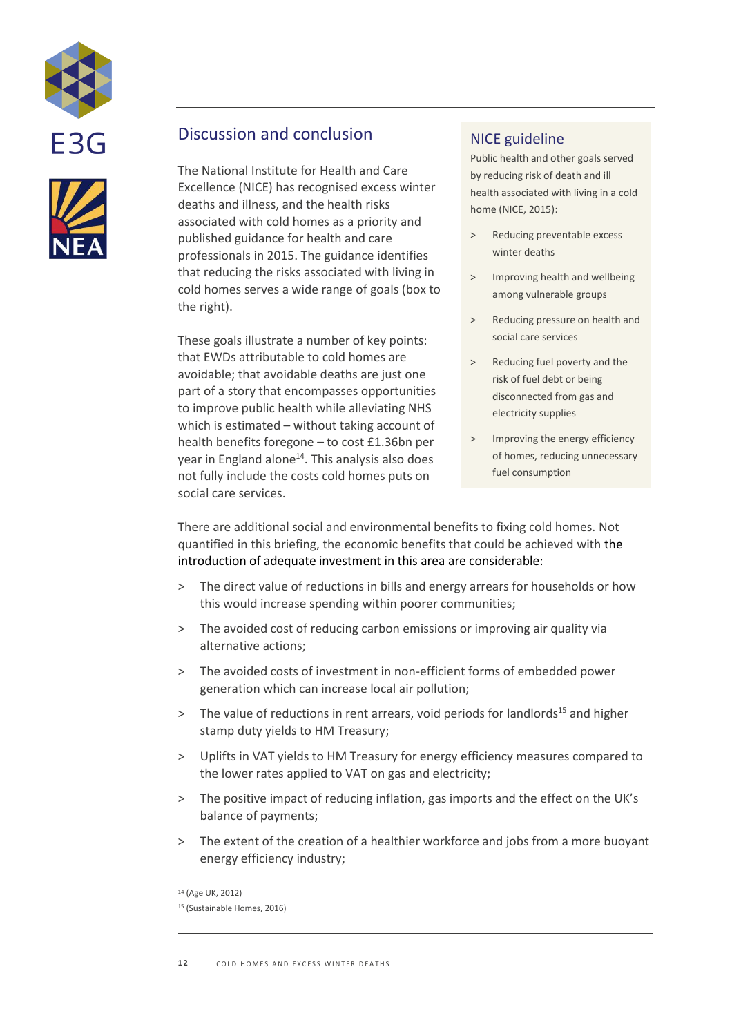## Discussion and conclusion

The National Institute for Health and Care Excellence (NICE) has recognised excess winter deaths and illness, and the health risks associated with cold homes as a priority and published guidance for health and care professionals in 2015. The guidance identifies that reducing the risks associated with living in cold homes serves a wide range of goals (box to the right).

These goals illustrate a number of key points: that EWDs attributable to cold homes are avoidable; that avoidable deaths are just one part of a story that encompasses opportunities to improve public health while alleviating NHS which is estimated – without taking account of health benefits foregone – to cost £1.36bn per year in England alone[14]. This analysis also does not fully include the costs cold homes puts on social care services.

### NICE guideline

Public health and other goals served by reducing risk of death and ill health associated with living in a cold home (NICE, 2015):

- Reducing preventable excess winter deaths
- Improving health and wellbeing among vulnerable groups
- Reducing pressure on health and social care services
- Reducing fuel poverty and the risk of fuel debt or being disconnected from gas and electricity supplies
- Improving the energy efficiency of homes, reducing unnecessary fuel consumption

There are additional social and environmental benefits to fixing cold homes. Not quantified in this briefing, the economic benefits that could be achieved with the introduction of adequate investment in this area are considerable:

- The direct value of reductions in bills and energy arrears for households or how this would increase spending within poorer communities;
- The avoided cost of reducing carbon emissions or improving air quality via alternative actions;
- The avoided costs of investment in non-efficient forms of embedded power generation which can increase local air pollution;
- The value of reductions in rent arrears, void periods for landlords[15] and higher stamp duty yields to HM Treasury;
- Uplifts in VAT yields to HM Treasury for energy efficiency measures compared to the lower rates applied to VAT on gas and electricity;
- The positive impact of reducing inflation, gas imports and the effect on the UK's balance of payments;
- The extent of the creation of a healthier workforce and jobs from a more buoyant energy efficiency industry;

[14] (Age UK, 2012)

[15] (Sustainable Homes, 2016)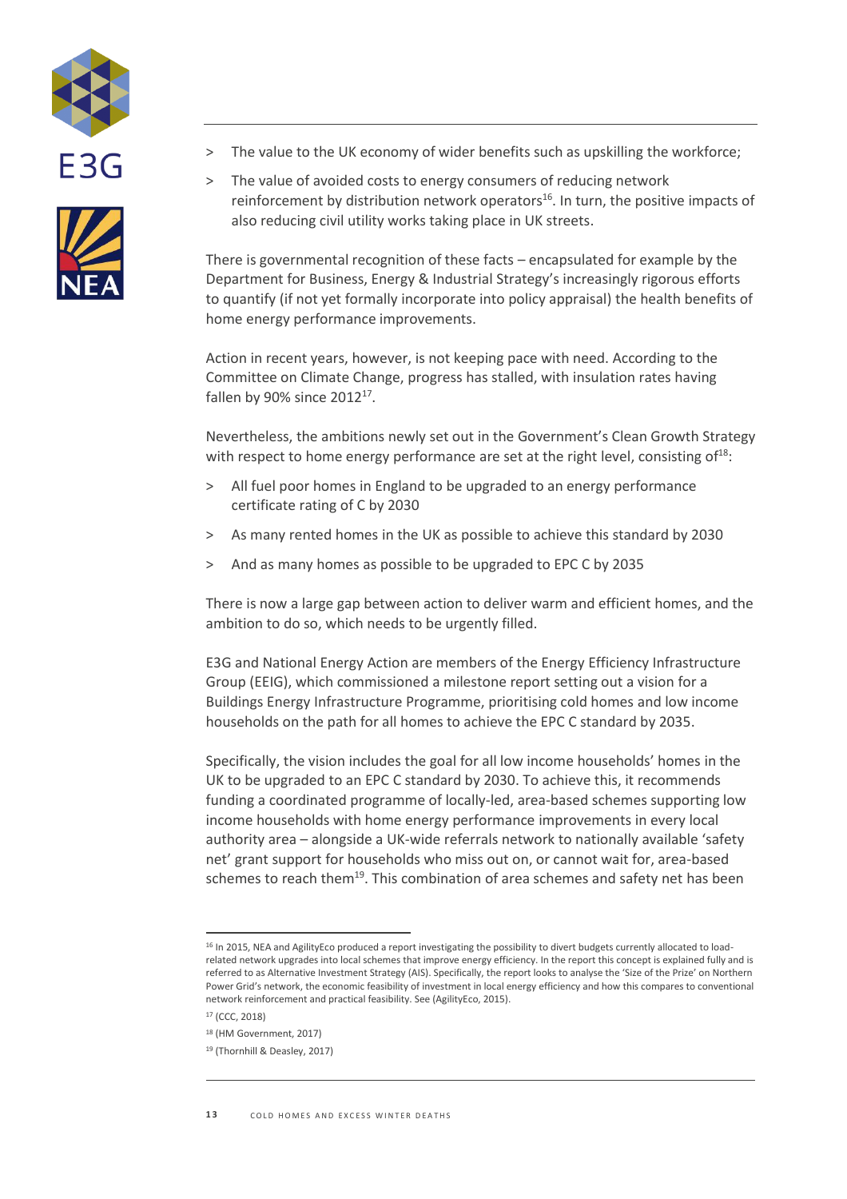> The value to the UK economy of wider benefits such as upskilling the workforce;

> The value of avoided costs to energy consumers of reducing network reinforcement by distribution network operators[16]. In turn, the positive impacts of also reducing civil utility works taking place in UK streets.

There is governmental recognition of these facts – encapsulated for example by the Department for Business, Energy & Industrial Strategy's increasingly rigorous efforts to quantify (if not yet formally incorporate into policy appraisal) the health benefits of home energy performance improvements.

Action in recent years, however, is not keeping pace with need. According to the Committee on Climate Change, progress has stalled, with insulation rates having fallen by 90% since 2012[17].

Nevertheless, the ambitions newly set out in the Government's Clean Growth Strategy with respect to home energy performance are set at the right level, consisting of[18]:

> All fuel poor homes in England to be upgraded to an energy performance certificate rating of C by 2030

> As many rented homes in the UK as possible to achieve this standard by 2030

> And as many homes as possible to be upgraded to EPC C by 2035

There is now a large gap between action to deliver warm and efficient homes, and the ambition to do so, which needs to be urgently filled.

E3G and National Energy Action are members of the Energy Efficiency Infrastructure Group (EEIG), which commissioned a milestone report setting out a vision for a Buildings Energy Infrastructure Programme, prioritising cold homes and low income households on the path for all homes to achieve the EPC C standard by 2035.

Specifically, the vision includes the goal for all low income households' homes in the UK to be upgraded to an EPC C standard by 2030. To achieve this, it recommends funding a coordinated programme of locally-led, area-based schemes supporting low income households with home energy performance improvements in every local authority area – alongside a UK-wide referrals network to nationally available 'safety net' grant support for households who miss out on, or cannot wait for, area-based schemes to reach them[19]. This combination of area schemes and safety net has been

[16] In 2015, NEA and AgilityEco produced a report investigating the possibility to divert budgets currently allocated to load-related network upgrades into local schemes that improve energy efficiency. In the report this concept is explained fully and is referred to as Alternative Investment Strategy (AIS). Specifically, the report looks to analyse the 'Size of the Prize' on Northern Power Grid's network, the economic feasibility of investment in local energy efficiency and how this compares to conventional network reinforcement and practical feasibility. See (AgilityEco, 2015).

[17] (CCC, 2018)

[18] (HM Government, 2017)

[19] (Thornhill & Deasley, 2017)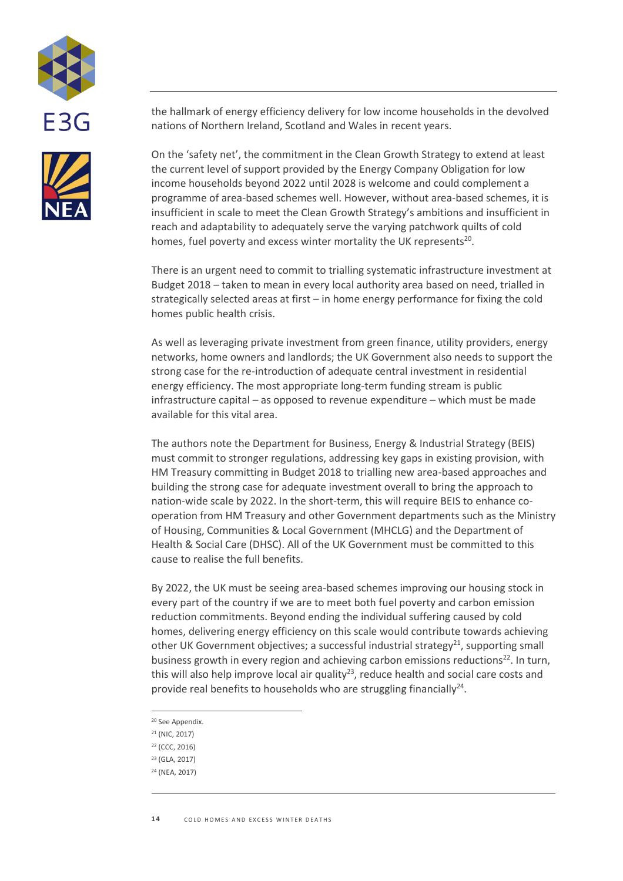the hallmark of energy efficiency delivery for low income households in the devolved nations of Northern Ireland, Scotland and Wales in recent years.

On the 'safety net', the commitment in the Clean Growth Strategy to extend at least the current level of support provided by the Energy Company Obligation for low income households beyond 2022 until 2028 is welcome and could complement a programme of area-based schemes well. However, without area-based schemes, it is insufficient in scale to meet the Clean Growth Strategy's ambitions and insufficient in reach and adaptability to adequately serve the varying patchwork quilts of cold homes, fuel poverty and excess winter mortality the UK represents[20].

There is an urgent need to commit to trialling systematic infrastructure investment at Budget 2018 – taken to mean in every local authority area based on need, trialled in strategically selected areas at first – in home energy performance for fixing the cold homes public health crisis.

As well as leveraging private investment from green finance, utility providers, energy networks, home owners and landlords; the UK Government also needs to support the strong case for the re-introduction of adequate central investment in residential energy efficiency. The most appropriate long-term funding stream is public infrastructure capital – as opposed to revenue expenditure – which must be made available for this vital area.

The authors note the Department for Business, Energy & Industrial Strategy (BEIS) must commit to stronger regulations, addressing key gaps in existing provision, with HM Treasury committing in Budget 2018 to trialling new area-based approaches and building the strong case for adequate investment overall to bring the approach to nation-wide scale by 2022. In the short-term, this will require BEIS to enhance co-operation from HM Treasury and other Government departments such as the Ministry of Housing, Communities & Local Government (MHCLG) and the Department of Health & Social Care (DHSC). All of the UK Government must be committed to this cause to realise the full benefits.

By 2022, the UK must be seeing area-based schemes improving our housing stock in every part of the country if we are to meet both fuel poverty and carbon emission reduction commitments. Beyond ending the individual suffering caused by cold homes, delivering energy efficiency on this scale would contribute towards achieving other UK Government objectives; a successful industrial strategy[21], supporting small business growth in every region and achieving carbon emissions reductions[22]. In turn, this will also help improve local air quality[23], reduce health and social care costs and provide real benefits to households who are struggling financially[24].

---

[20] See Appendix.

[21] (NIC, 2017)

[22] (CCC, 2016)

[23] (GLA, 2017)

[24] (NEA, 2017)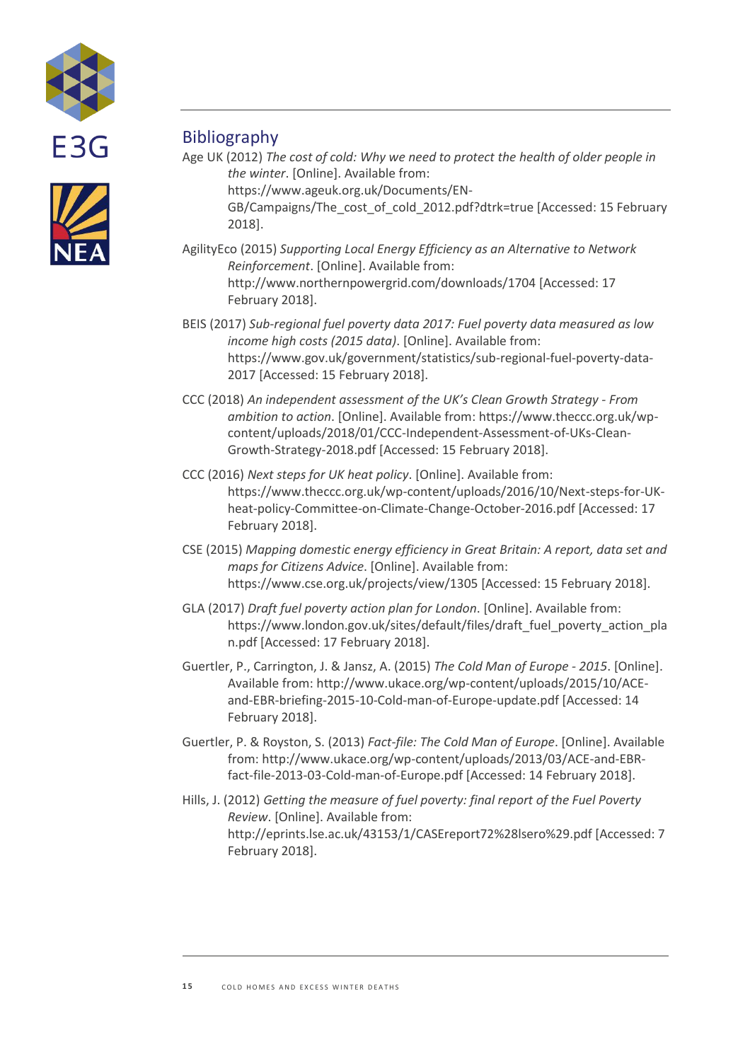## Bibliography

Age UK (2012) *The cost of cold: Why we need to protect the health of older people in the winter*. [Online]. Available from: https://www.ageuk.org.uk/Documents/EN-GB/Campaigns/The_cost_of_cold_2012.pdf?dtrk=true [Accessed: 15 February 2018].

AgilityEco (2015) *Supporting Local Energy Efficiency as an Alternative to Network Reinforcement*. [Online]. Available from: http://www.northernpowergrid.com/downloads/1704 [Accessed: 17 February 2018].

BEIS (2017) *Sub-regional fuel poverty data 2017: Fuel poverty data measured as low income high costs (2015 data)*. [Online]. Available from: https://www.gov.uk/government/statistics/sub-regional-fuel-poverty-data-2017 [Accessed: 15 February 2018].

CCC (2018) *An independent assessment of the UK's Clean Growth Strategy - From ambition to action*. [Online]. Available from: https://www.theccc.org.uk/wp-content/uploads/2018/01/CCC-Independent-Assessment-of-UKs-Clean-Growth-Strategy-2018.pdf [Accessed: 15 February 2018].

CCC (2016) *Next steps for UK heat policy*. [Online]. Available from: https://www.theccc.org.uk/wp-content/uploads/2016/10/Next-steps-for-UK-heat-policy-Committee-on-Climate-Change-October-2016.pdf [Accessed: 17 February 2018].

CSE (2015) *Mapping domestic energy efficiency in Great Britain: A report, data set and maps for Citizens Advice*. [Online]. Available from: https://www.cse.org.uk/projects/view/1305 [Accessed: 15 February 2018].

GLA (2017) *Draft fuel poverty action plan for London*. [Online]. Available from: https://www.london.gov.uk/sites/default/files/draft_fuel_poverty_action_plan.pdf [Accessed: 17 February 2018].

Guertler, P., Carrington, J. & Jansz, A. (2015) *The Cold Man of Europe - 2015*. [Online]. Available from: http://www.ukace.org/wp-content/uploads/2015/10/ACE-and-EBR-briefing-2015-10-Cold-man-of-Europe-update.pdf [Accessed: 14 February 2018].

Guertler, P. & Royston, S. (2013) *Fact-file: The Cold Man of Europe*. [Online]. Available from: http://www.ukace.org/wp-content/uploads/2013/03/ACE-and-EBR-fact-file-2013-03-Cold-man-of-Europe.pdf [Accessed: 14 February 2018].

Hills, J. (2012) *Getting the measure of fuel poverty: final report of the Fuel Poverty Review*. [Online]. Available from: http://eprints.lse.ac.uk/43153/1/CASEreport72%28lsero%29.pdf [Accessed: 7 February 2018].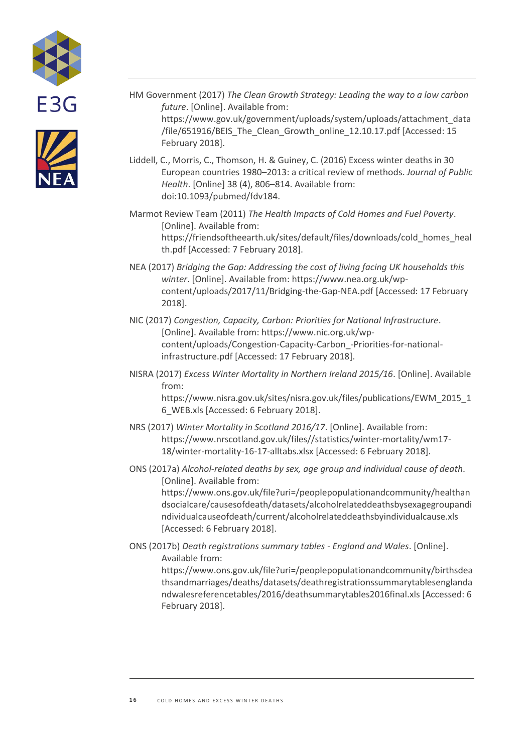HM Government (2017) *The Clean Growth Strategy: Leading the way to a low carbon future*. [Online]. Available from: https://www.gov.uk/government/uploads/system/uploads/attachment_data/file/651916/BEIS_The_Clean_Growth_online_12.10.17.pdf [Accessed: 15 February 2018].

Liddell, C., Morris, C., Thomson, H. & Guiney, C. (2016) Excess winter deaths in 30 European countries 1980–2013: a critical review of methods. *Journal of Public Health*. [Online] 38 (4), 806–814. Available from: doi:10.1093/pubmed/fdv184.

Marmot Review Team (2011) *The Health Impacts of Cold Homes and Fuel Poverty*. [Online]. Available from: https://friendsoftheearth.uk/sites/default/files/downloads/cold_homes_health.pdf [Accessed: 7 February 2018].

NEA (2017) *Bridging the Gap: Addressing the cost of living facing UK households this winter*. [Online]. Available from: https://www.nea.org.uk/wp-content/uploads/2017/11/Bridging-the-Gap-NEA.pdf [Accessed: 17 February 2018].

NIC (2017) *Congestion, Capacity, Carbon: Priorities for National Infrastructure*. [Online]. Available from: https://www.nic.org.uk/wp-content/uploads/Congestion-Capacity-Carbon_-Priorities-for-national-infrastructure.pdf [Accessed: 17 February 2018].

NISRA (2017) *Excess Winter Mortality in Northern Ireland 2015/16*. [Online]. Available from: https://www.nisra.gov.uk/sites/nisra.gov.uk/files/publications/EWM_2015_16_WEB.xls [Accessed: 6 February 2018].

NRS (2017) *Winter Mortality in Scotland 2016/17*. [Online]. Available from: https://www.nrscotland.gov.uk/files//statistics/winter-mortality/wm17-18/winter-mortality-16-17-alltabs.xlsx [Accessed: 6 February 2018].

ONS (2017a) *Alcohol-related deaths by sex, age group and individual cause of death*. [Online]. Available from: https://www.ons.gov.uk/file?uri=/peoplepopulationandcommunity/healthandsocialcare/causesofdeath/datasets/alcoholrelateddeathsbysexagegroupandindividualcauseofdeath/current/alcoholrelateddeathsbyindividualcause.xls [Accessed: 6 February 2018].

ONS (2017b) *Death registrations summary tables - England and Wales*. [Online]. Available from: https://www.ons.gov.uk/file?uri=/peoplepopulationandcommunity/birthsdeathsandmarriages/deaths/datasets/deathregistrationssummarytablesenglandandwalesreferencetables/2016/deathsummarytables2016final.xls [Accessed: 6 February 2018].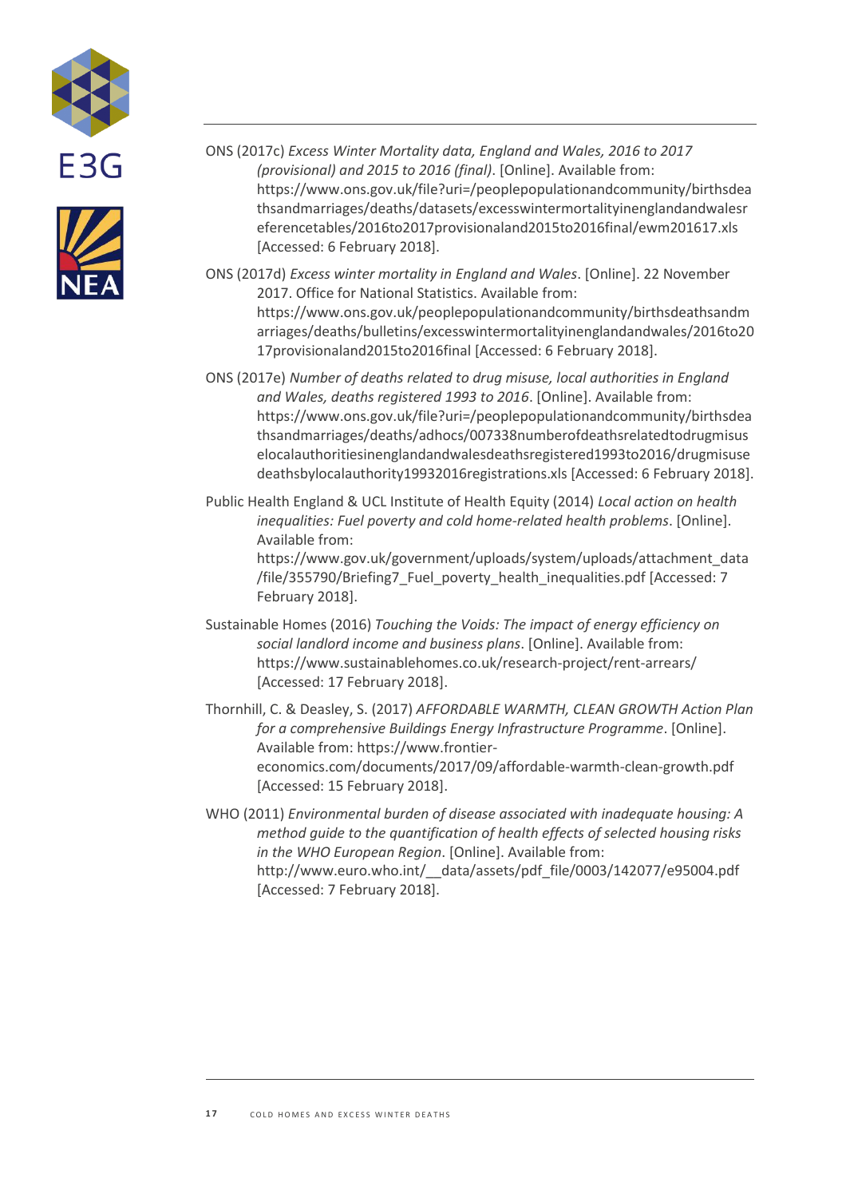ONS (2017c) *Excess Winter Mortality data, England and Wales, 2016 to 2017 (provisional) and 2015 to 2016 (final)*. [Online]. Available from: https://www.ons.gov.uk/file?uri=/peoplepopulationandcommunity/birthsdeathsandmarriages/deaths/datasets/excesswintermortalityinenglandandwalesreferencetables/2016to2017provisionaland2015to2016final/ewm201617.xls [Accessed: 6 February 2018].

ONS (2017d) *Excess winter mortality in England and Wales*. [Online]. 22 November 2017. Office for National Statistics. Available from: https://www.ons.gov.uk/peoplepopulationandcommunity/birthsdeathsandmarriages/deaths/bulletins/excesswintermortalityinenglandandwales/2016to2017provisionaland2015to2016final [Accessed: 6 February 2018].

ONS (2017e) *Number of deaths related to drug misuse, local authorities in England and Wales, deaths registered 1993 to 2016*. [Online]. Available from: https://www.ons.gov.uk/file?uri=/peoplepopulationandcommunity/birthsdeathsandmarriages/deaths/adhocs/007338numberofdeathsrelatedtodrugmisuselocalauthoritiesinenglandandwalesdeathsregistered1993to2016/drugmisusedeathsbylocalauthority19932016registrations.xls [Accessed: 6 February 2018].

Public Health England & UCL Institute of Health Equity (2014) *Local action on health inequalities: Fuel poverty and cold home-related health problems*. [Online]. Available from: https://www.gov.uk/government/uploads/system/uploads/attachment_data/file/355790/Briefing7_Fuel_poverty_health_inequalities.pdf [Accessed: 7 February 2018].

Sustainable Homes (2016) *Touching the Voids: The impact of energy efficiency on social landlord income and business plans*. [Online]. Available from: https://www.sustainablehomes.co.uk/research-project/rent-arrears/ [Accessed: 17 February 2018].

Thornhill, C. & Deasley, S. (2017) *AFFORDABLE WARMTH, CLEAN GROWTH Action Plan for a comprehensive Buildings Energy Infrastructure Programme*. [Online]. Available from: https://www.frontier-economics.com/documents/2017/09/affordable-warmth-clean-growth.pdf [Accessed: 15 February 2018].

WHO (2011) *Environmental burden of disease associated with inadequate housing: A method guide to the quantification of health effects of selected housing risks in the WHO European Region*. [Online]. Available from: http://www.euro.who.int/__data/assets/pdf_file/0003/142077/e95004.pdf [Accessed: 7 February 2018].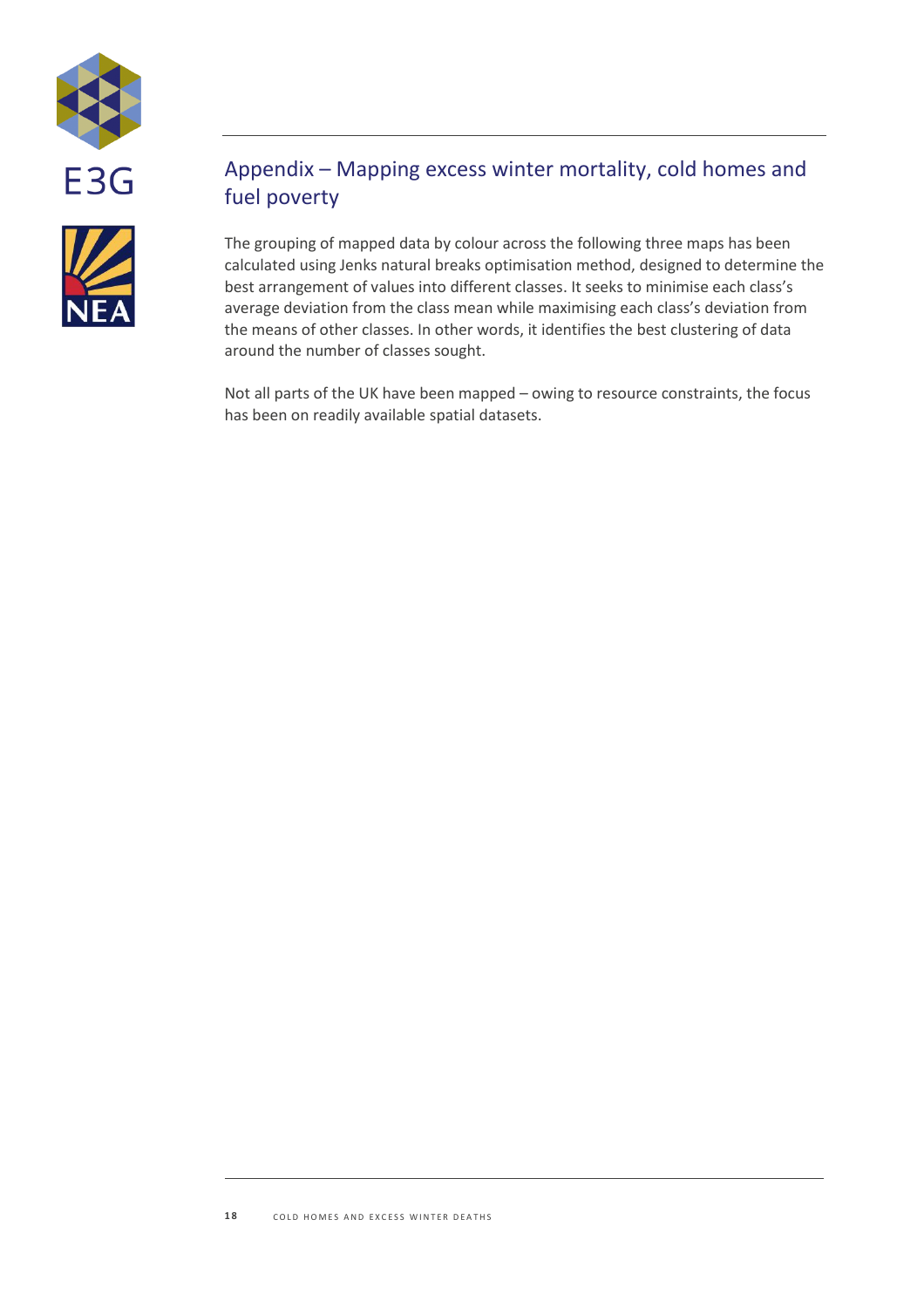## Appendix – Mapping excess winter mortality, cold homes and fuel poverty

The grouping of mapped data by colour across the following three maps has been calculated using Jenks natural breaks optimisation method, designed to determine the best arrangement of values into different classes. It seeks to minimise each class's average deviation from the class mean while maximising each class's deviation from the means of other classes. In other words, it identifies the best clustering of data around the number of classes sought.

Not all parts of the UK have been mapped – owing to resource constraints, the focus has been on readily available spatial datasets.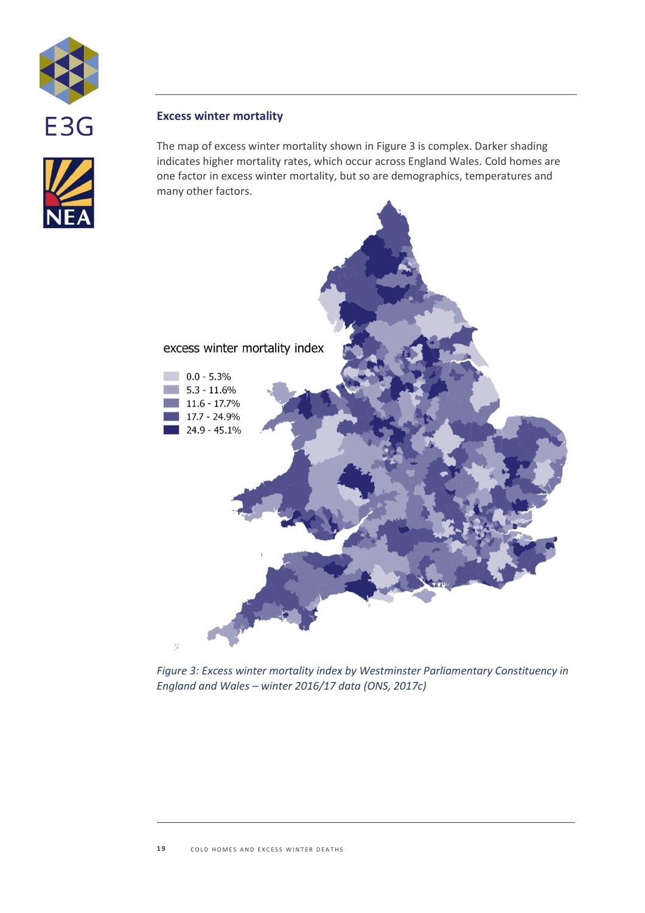## Excess winter mortality

The map of excess winter mortality shown in Figure 3 is complex. Darker shading indicates higher mortality rates, which occur across England Wales. Cold homes are one factor in excess winter mortality, but so are demographics, temperatures and many other factors.

excess winter mortality index

- 0.0 - 5.3%
- 5.3 - 11.6%
- 11.6 - 17.7%
- 17.7 - 24.9%
- 24.9 - 45.1%

*Figure 3: Excess winter mortality index by Westminster Parliamentary Constituency in England and Wales – winter 2016/17 data (ONS, 2017c)*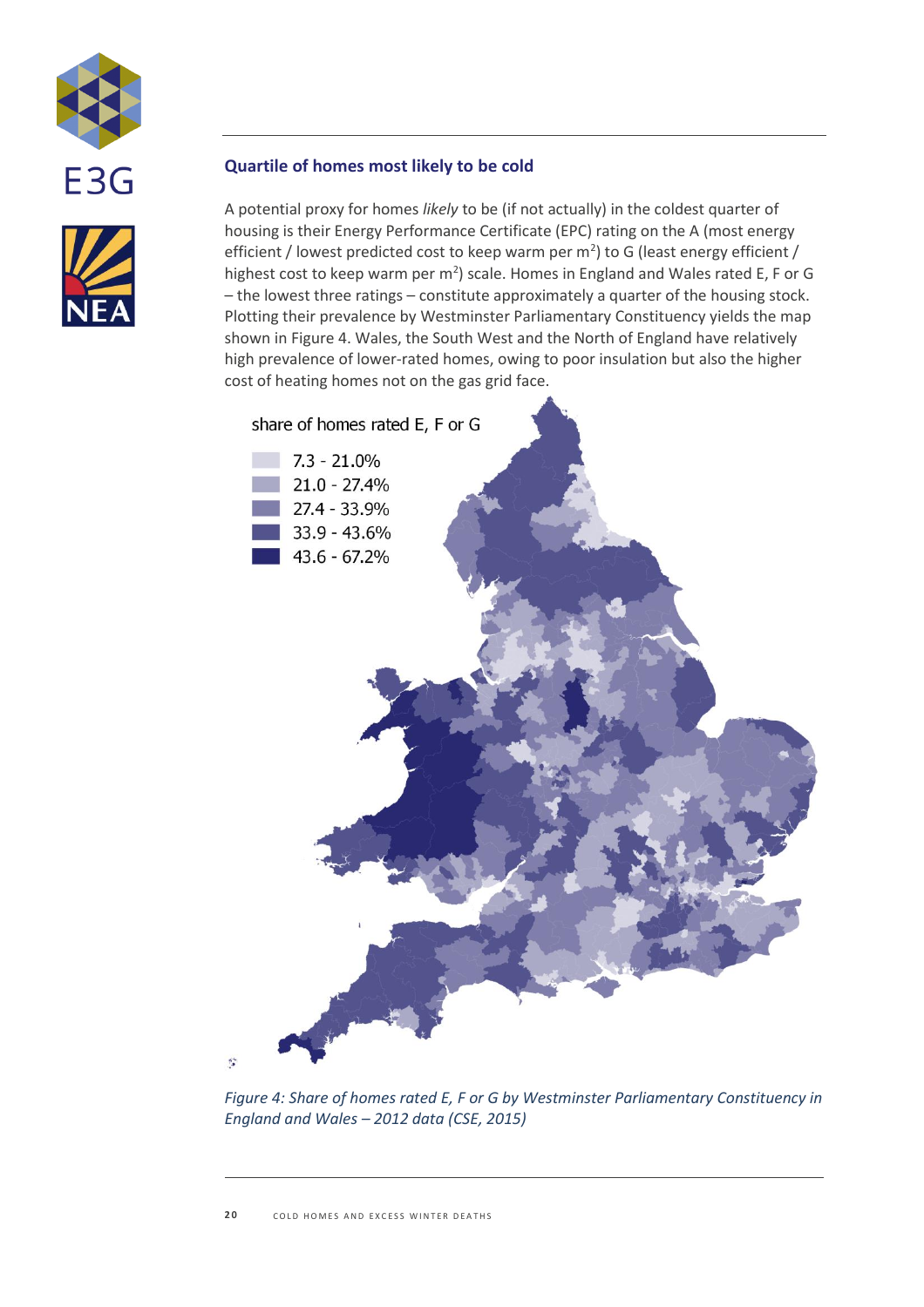## Quartile of homes most likely to be cold

A potential proxy for homes *likely* to be (if not actually) in the coldest quarter of housing is their Energy Performance Certificate (EPC) rating on the A (most energy efficient / lowest predicted cost to keep warm per $m^2$) to G (least energy efficient / highest cost to keep warm per $m^2$) scale. Homes in England and Wales rated E, F or G – the lowest three ratings – constitute approximately a quarter of the housing stock. Plotting their prevalence by Westminster Parliamentary Constituency yields the map shown in Figure 4. Wales, the South West and the North of England have relatively high prevalence of lower-rated homes, owing to poor insulation but also the higher cost of heating homes not on the gas grid face.

share of homes rated E, F or G

- 7.3 - 21.0%
- 21.0 - 27.4%
- 27.4 - 33.9%
- 33.9 - 43.6%
- 43.6 - 67.2%

*Figure 4: Share of homes rated E, F or G by Westminster Parliamentary Constituency in England and Wales – 2012 data (CSE, 2015)*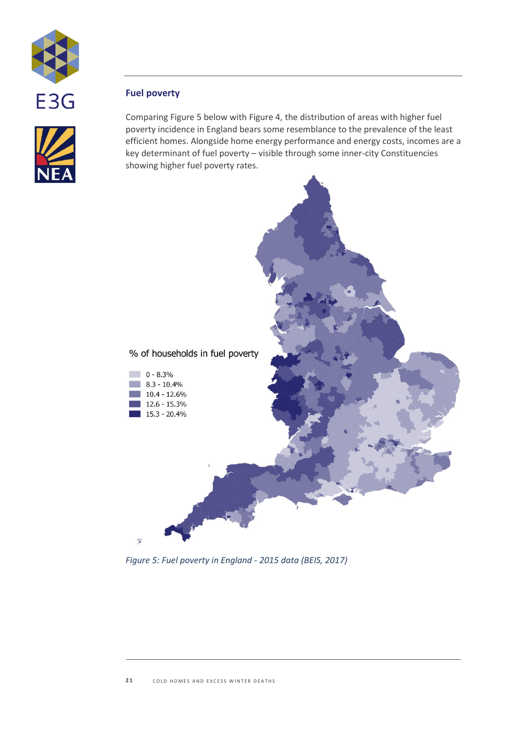## Fuel poverty

Comparing Figure 5 below with Figure 4, the distribution of areas with higher fuel poverty incidence in England bears some resemblance to the prevalence of the least efficient homes. Alongside home energy performance and energy costs, incomes are a key determinant of fuel poverty – visible through some inner-city Constituencies showing higher fuel poverty rates.

% of households in fuel poverty

- 0 - 8.3%
- 8.3 - 10.4%
- 10.4 - 12.6%
- 12.6 - 15.3%
- 15.3 - 20.4%

*Figure 5: Fuel poverty in England - 2015 data (BEIS, 2017)*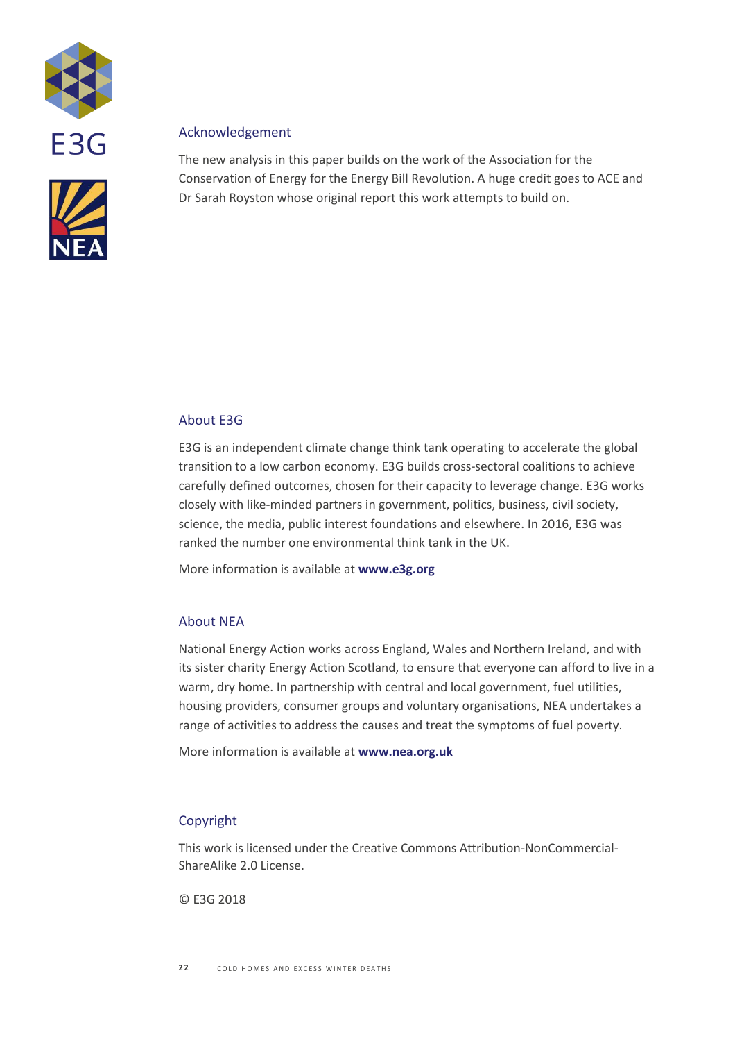## Acknowledgement

The new analysis in this paper builds on the work of the Association for the Conservation of Energy for the Energy Bill Revolution. A huge credit goes to ACE and Dr Sarah Royston whose original report this work attempts to build on.

## About E3G

E3G is an independent climate change think tank operating to accelerate the global transition to a low carbon economy. E3G builds cross-sectoral coalitions to achieve carefully defined outcomes, chosen for their capacity to leverage change. E3G works closely with like-minded partners in government, politics, business, civil society, science, the media, public interest foundations and elsewhere. In 2016, E3G was ranked the number one environmental think tank in the UK.

More information is available at **www.e3g.org**

## About NEA

National Energy Action works across England, Wales and Northern Ireland, and with its sister charity Energy Action Scotland, to ensure that everyone can afford to live in a warm, dry home. In partnership with central and local government, fuel utilities, housing providers, consumer groups and voluntary organisations, NEA undertakes a range of activities to address the causes and treat the symptoms of fuel poverty.

More information is available at **www.nea.org.uk**

## Copyright

This work is licensed under the Creative Commons Attribution-NonCommercial-ShareAlike 2.0 License.

© E3G 2018